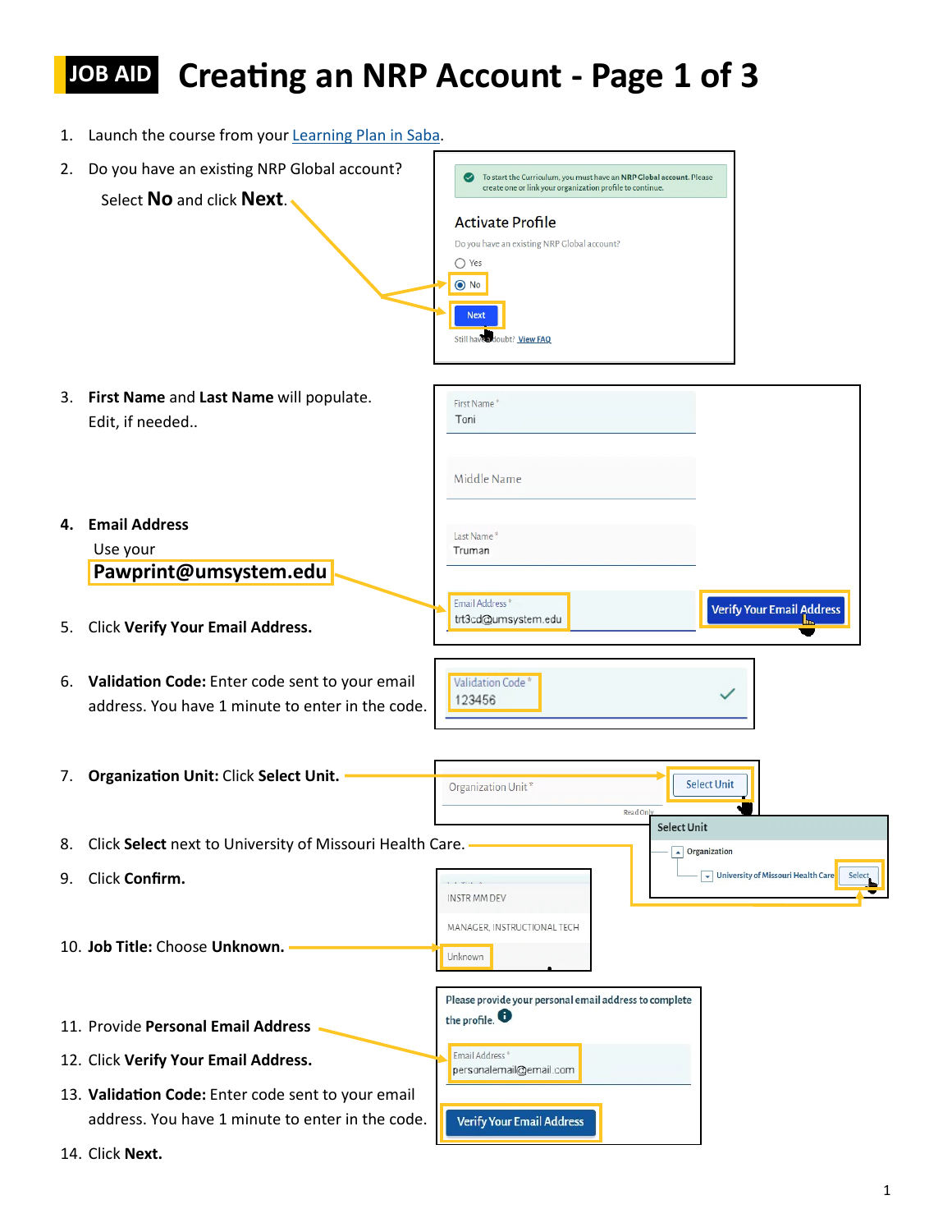# JOB AID Creating an NRP Account - Page 1 of 3

1. Launch the course from your Learning Plan in Saba.
2. Do you have an existing NRP Global account?

   Select **No** and click **Next**.

   To start the Curriculum, you must have an NRP Global account. Please create one or link your organization profile to continue.

   Activate Profile

   Do you have an existing NRP Global account?

   Yes

   No

   Next

   Still have a doubt? View FAQ

3. **First Name** and **Last Name** will populate. Edit, if needed..

   First Name * Toni

   Middle Name

   Last Name * Truman

4. **Email Address**

   Use your **Pawprint@umsystem.edu**

   Email Address * trt3cd@umsystem.edu

5. Click **Verify Your Email Address.**

   Verify Your Email Address

6. **Validation Code:** Enter code sent to your email address. You have 1 minute to enter in the code.

   Validation Code * 123456

7. **Organization Unit:** Click **Select Unit.**

   Organization Unit * Select Unit

   Read Only

8. Click **Select** next to University of Missouri Health Care.

   Select Unit

   Organization

   University of Missouri Health Care Select

9. Click **Confirm.**
10. **Job Title:** Choose **Unknown.**

    INSTR MM DEV

    MANAGER, INSTRUCTIONAL TECH

    Unknown

11. Provide **Personal Email Address**

    Please provide your personal email address to complete the profile.

    Email Address * personalemail@email.com

12. Click **Verify Your Email Address.**

    Verify Your Email Address

13. **Validation Code:** Enter code sent to your email address. You have 1 minute to enter in the code.
14. Click **Next.**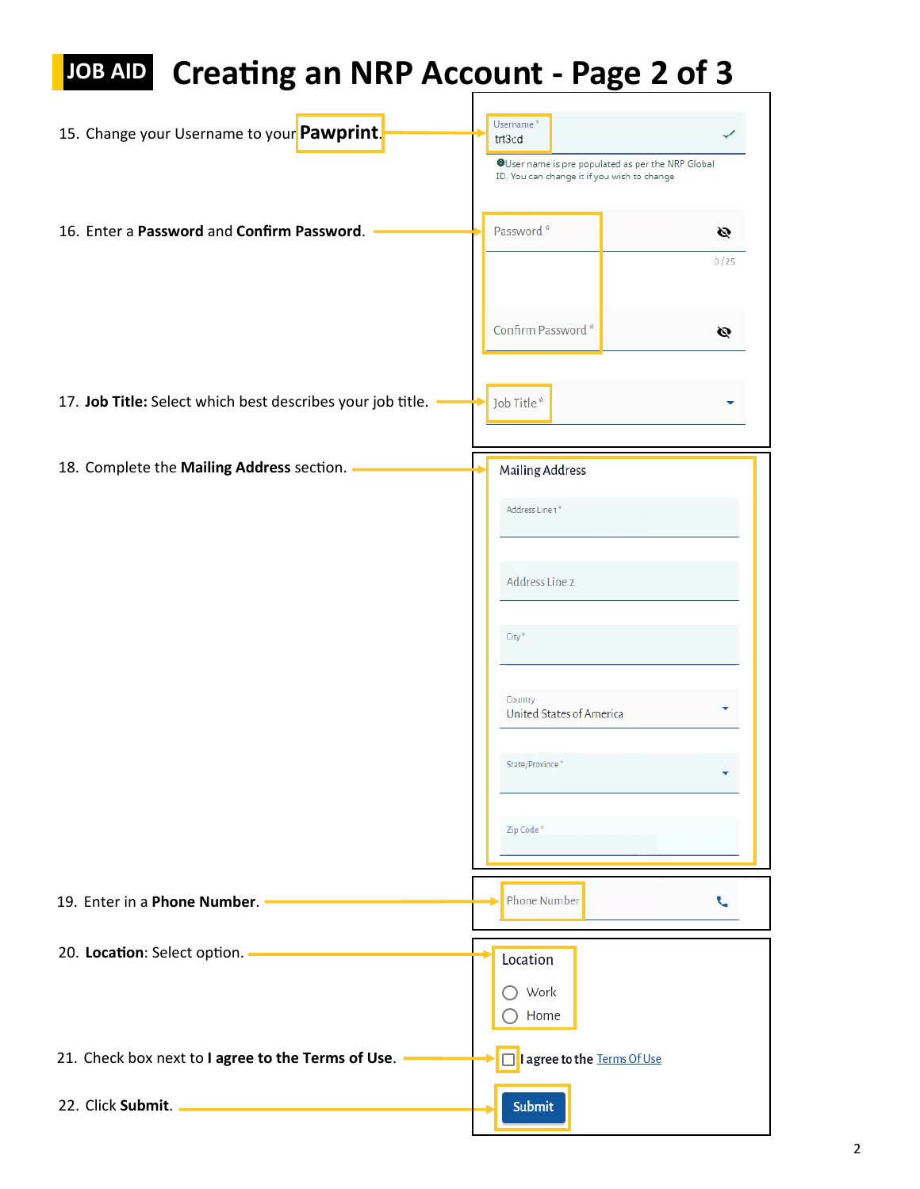# JOB AID Creating an NRP Account - Page 2 of 3

15. Change your Username to your **Pawprint**.

Username *
trt3cd

User name is pre populated as per the NRP Global ID. You can change it if you wish to change

16. Enter a **Password** and **Confirm Password**.

Password *

0 / 25

Confirm Password *

17. **Job Title:** Select which best describes your job title.

Job Title *

18. Complete the **Mailing Address** section.

Mailing Address

Address Line 1 *

Address Line 2

City *

Country
United States of America

State/Province *

Zip Code *

19. Enter in a **Phone Number**.

Phone Number

20. **Location**: Select option.

Location

- Work
- Home

21. Check box next to **I agree to the Terms of Use**.

I agree to the Terms Of Use

22. Click **Submit**.

Submit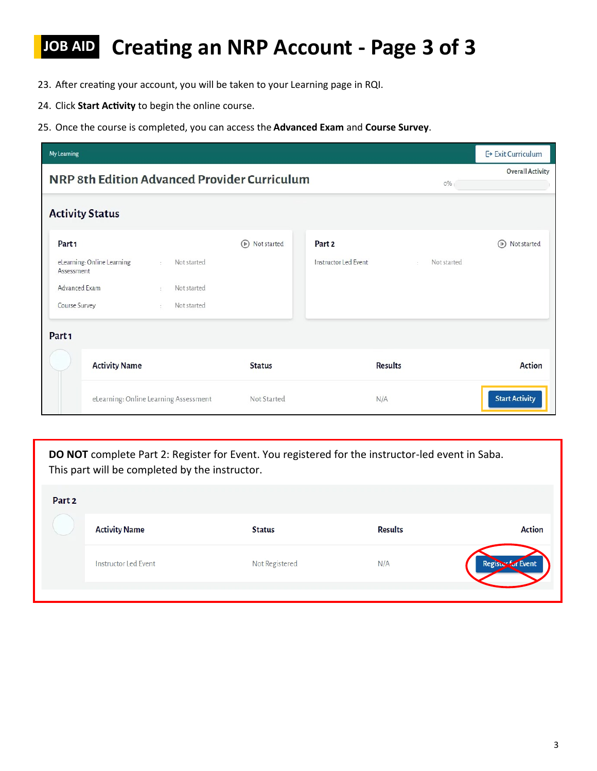# JOB AID Creating an NRP Account - Page 3 of 3

23. After creating your account, you will be taken to your Learning page in RQI.
24. Click **Start Activity** to begin the online course.
25. Once the course is completed, you can access the **Advanced Exam** and **Course Survey**.

My Learning

Exit Curriculum

## NRP 8th Edition Advanced Provider Curriculum

Overall Activity

0%

### Activity Status

**Part 1** — Not started

| | | |
|---|---|---|
| eLearning: Online Learning Assessment | : | Not started |
| Advanced Exam | : | Not started |
| Course Survey | : | Not started |

**Part 2** — Not started

| | | |
|---|---|---|
| Instructor Led Event | : | Not started |

### Part 1

| Activity Name | Status | Results | Action |
|---|---|---|---|
| eLearning: Online Learning Assessment | Not Started | N/A | Start Activity |

**DO NOT** complete Part 2: Register for Event. You registered for the instructor-led event in Saba. This part will be completed by the instructor.

### Part 2

| Activity Name | Status | Results | Action |
|---|---|---|---|
| Instructor Led Event | Not Registered | N/A | Register for Event |